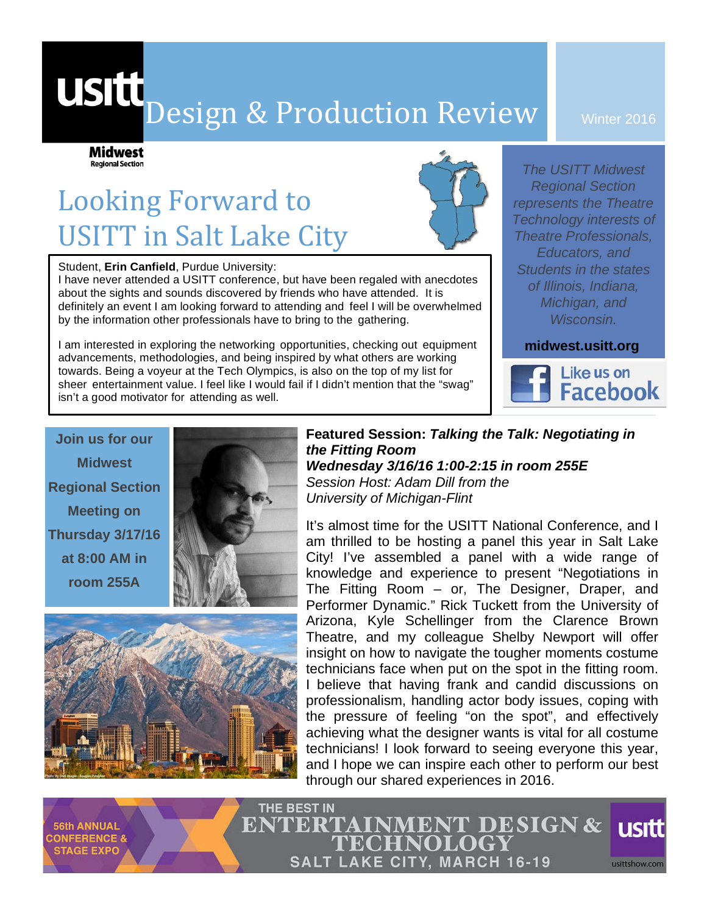# usitt Design & Production Review

Winter 2016

**Midwest** Regional Section

## Looking Forward to USITT in Salt Lake City

Student, **Erin Canfield**, Purdue University:
I have never attended a USITT conference, but have been regaled with anecdotes about the sights and sounds discovered by friends who have attended. It is definitely an event I am looking forward to attending and feel I will be overwhelmed by the information other professionals have to bring to the gathering.

I am interested in exploring the networking opportunities, checking out equipment advancements, methodologies, and being inspired by what others are working towards. Being a voyeur at the Tech Olympics, is also on the top of my list for sheer entertainment value. I feel like I would fail if I didn't mention that the "swag" isn't a good motivator for attending as well.

*The USITT Midwest Regional Section represents the Theatre Technology interests of Theatre Professionals, Educators, and Students in the states of Illinois, Indiana, Michigan, and Wisconsin.*

**midwest.usitt.org**

Like us on Facebook

**Join us for our Midwest Regional Section Meeting on Thursday 3/17/16 at 8:00 AM in room 255A**

**Featured Session: *Talking the Talk: Negotiating in the Fitting Room***
***Wednesday 3/16/16 1:00-2:15 in room 255E***
*Session Host: Adam Dill from the University of Michigan-Flint*

It's almost time for the USITT National Conference, and I am thrilled to be hosting a panel this year in Salt Lake City! I've assembled a panel with a wide range of knowledge and experience to present "Negotiations in The Fitting Room – or, The Designer, Draper, and Performer Dynamic." Rick Tuckett from the University of Arizona, Kyle Schellinger from the Clarence Brown Theatre, and my colleague Shelby Newport will offer insight on how to navigate the tougher moments costume technicians face when put on the spot in the fitting room. I believe that having frank and candid discussions on professionalism, handling actor body issues, coping with the pressure of feeling "on the spot", and effectively achieving what the designer wants is vital for all costume technicians! I look forward to seeing everyone this year, and I hope we can inspire each other to perform our best through our shared experiences in 2016.

56th ANNUAL CONFERENCE & STAGE EXPO

THE BEST IN ENTERTAINMENT DESIGN & TECHNOLOGY

SALT LAKE CITY, MARCH 16-19

usitt usittshow.com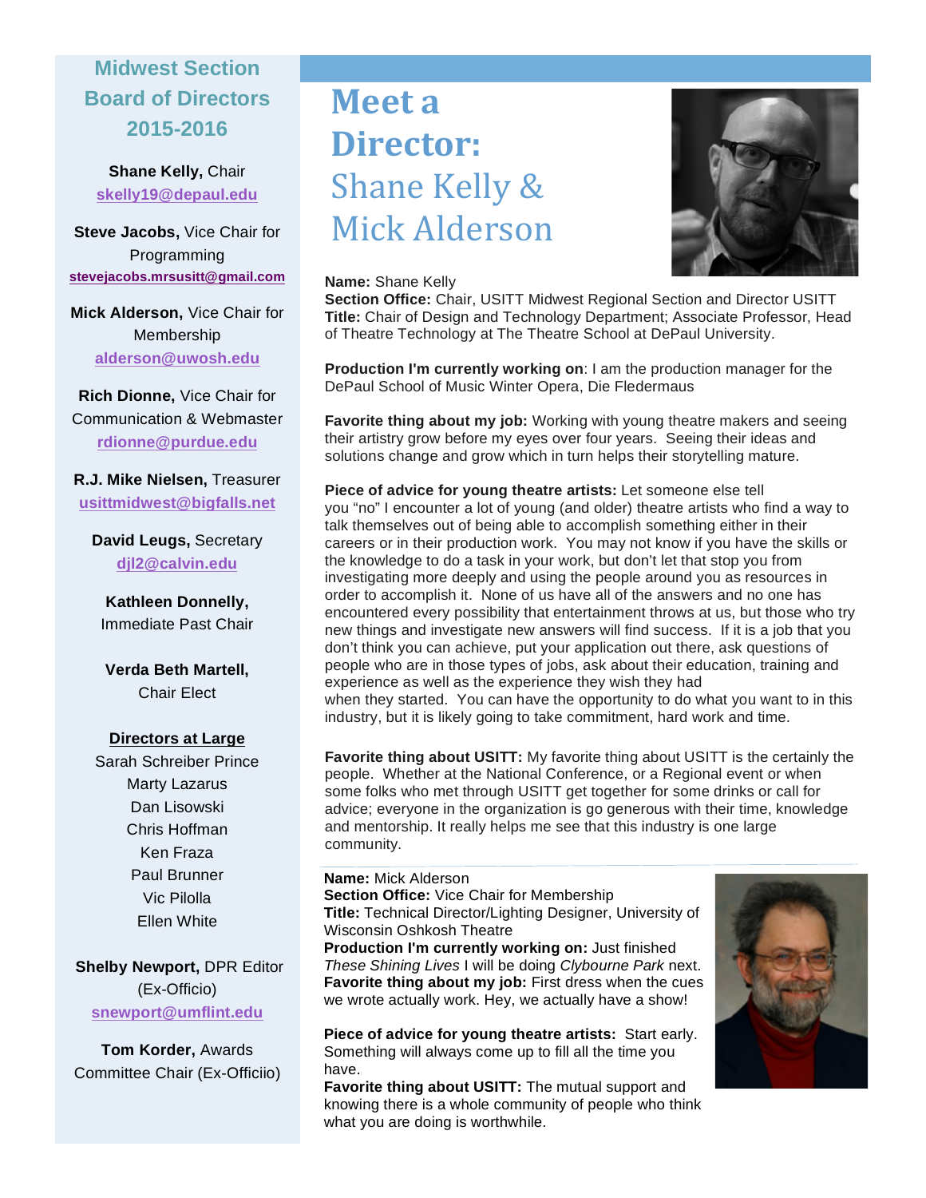# Meet a Director: Shane Kelly & Mick Alderson

**Name:** Shane Kelly
**Section Office:** Chair, USITT Midwest Regional Section and Director USITT
**Title:** Chair of Design and Technology Department; Associate Professor, Head of Theatre Technology at The Theatre School at DePaul University.

**Production I'm currently working on**: I am the production manager for the DePaul School of Music Winter Opera, Die Fledermaus

**Favorite thing about my job:** Working with young theatre makers and seeing their artistry grow before my eyes over four years. Seeing their ideas and solutions change and grow which in turn helps their storytelling mature.

**Piece of advice for young theatre artists:** Let someone else tell you "no" I encounter a lot of young (and older) theatre artists who find a way to talk themselves out of being able to accomplish something either in their careers or in their production work. You may not know if you have the skills or the knowledge to do a task in your work, but don't let that stop you from investigating more deeply and using the people around you as resources in order to accomplish it. None of us have all of the answers and no one has encountered every possibility that entertainment throws at us, but those who try new things and investigate new answers will find success. If it is a job that you don't think you can achieve, put your application out there, ask questions of people who are in those types of jobs, ask about their education, training and experience as well as the experience they wish they had when they started. You can have the opportunity to do what you want to in this industry, but it is likely going to take commitment, hard work and time.

**Favorite thing about USITT:** My favorite thing about USITT is the certainly the people. Whether at the National Conference, or a Regional event or when some folks who met through USITT get together for some drinks or call for advice; everyone in the organization is go generous with their time, knowledge and mentorship. It really helps me see that this industry is one large community.

**Name:** Mick Alderson
**Section Office:** Vice Chair for Membership
**Title:** Technical Director/Lighting Designer, University of Wisconsin Oshkosh Theatre
**Production I'm currently working on:** Just finished *These Shining Lives* I will be doing *Clybourne Park* next.
**Favorite thing about my job:** First dress when the cues we wrote actually work. Hey, we actually have a show!

**Piece of advice for young theatre artists:** Start early. Something will always come up to fill all the time you have.
**Favorite thing about USITT:** The mutual support and knowing there is a whole community of people who think what you are doing is worthwhile.

## Midwest Section Board of Directors 2015-2016

**Shane Kelly,** Chair
skelly19@depaul.edu

**Steve Jacobs,** Vice Chair for Programming
stevejacobs.mrsusitt@gmail.com

**Mick Alderson,** Vice Chair for Membership
alderson@uwosh.edu

**Rich Dionne,** Vice Chair for Communication & Webmaster
rdionne@purdue.edu

**R.J. Mike Nielsen,** Treasurer
usittmidwest@bigfalls.net

**David Leugs,** Secretary
djl2@calvin.edu

**Kathleen Donnelly,** Immediate Past Chair

**Verda Beth Martell,** Chair Elect

**Directors at Large**

Sarah Schreiber Prince
Marty Lazarus
Dan Lisowski
Chris Hoffman
Ken Fraza
Paul Brunner
Vic Pilolla
Ellen White

**Shelby Newport,** DPR Editor (Ex-Officio)
snewport@umflint.edu

**Tom Korder,** Awards Committee Chair (Ex-Officiio)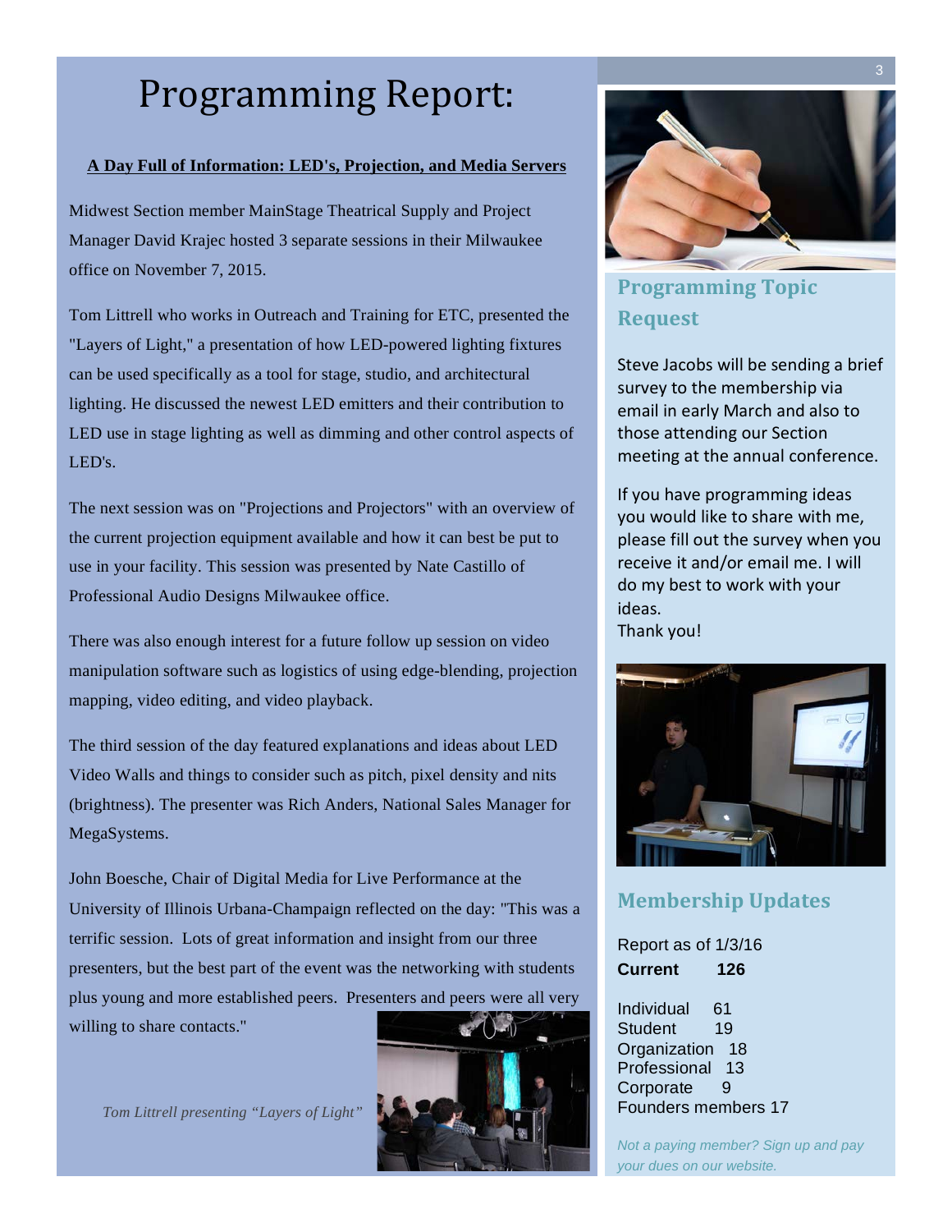# Programming Report:

**A Day Full of Information: LED's, Projection, and Media Servers**

Midwest Section member MainStage Theatrical Supply and Project Manager David Krajec hosted 3 separate sessions in their Milwaukee office on November 7, 2015.

Tom Littrell who works in Outreach and Training for ETC, presented the "Layers of Light," a presentation of how LED-powered lighting fixtures can be used specifically as a tool for stage, studio, and architectural lighting. He discussed the newest LED emitters and their contribution to LED use in stage lighting as well as dimming and other control aspects of LED's.

The next session was on "Projections and Projectors" with an overview of the current projection equipment available and how it can best be put to use in your facility. This session was presented by Nate Castillo of Professional Audio Designs Milwaukee office.

There was also enough interest for a future follow up session on video manipulation software such as logistics of using edge-blending, projection mapping, video editing, and video playback.

The third session of the day featured explanations and ideas about LED Video Walls and things to consider such as pitch, pixel density and nits (brightness). The presenter was Rich Anders, National Sales Manager for MegaSystems.

John Boesche, Chair of Digital Media for Live Performance at the University of Illinois Urbana-Champaign reflected on the day: "This was a terrific session. Lots of great information and insight from our three presenters, but the best part of the event was the networking with students plus young and more established peers. Presenters and peers were all very willing to share contacts."

*Tom Littrell presenting "Layers of Light"*

## Programming Topic Request

Steve Jacobs will be sending a brief survey to the membership via email in early March and also to those attending our Section meeting at the annual conference.

If you have programming ideas you would like to share with me, please fill out the survey when you receive it and/or email me. I will do my best to work with your ideas.
Thank you!

## Membership Updates

Report as of 1/3/16
**Current 126**

Individual 61
Student 19
Organization 18
Professional 13
Corporate 9
Founders members 17

*Not a paying member? Sign up and pay your dues on our website.*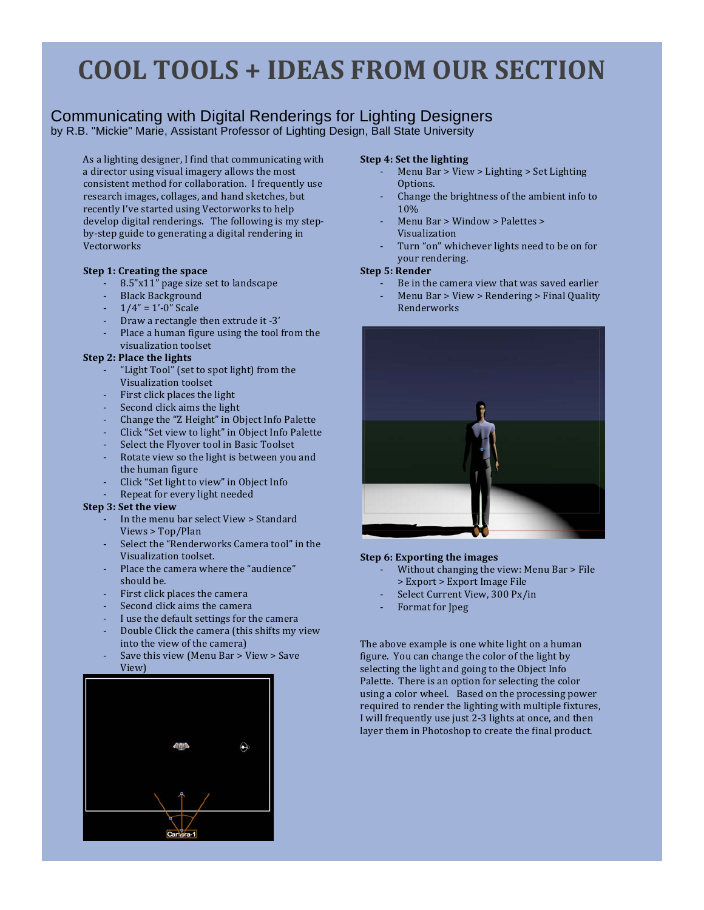# COOL TOOLS + IDEAS FROM OUR SECTION

## Communicating with Digital Renderings for Lighting Designers

by R.B. "Mickie" Marie, Assistant Professor of Lighting Design, Ball State University

As a lighting designer, I find that communicating with a director using visual imagery allows the most consistent method for collaboration. I frequently use research images, collages, and hand sketches, but recently I've started using Vectorworks to help develop digital renderings. The following is my step-by-step guide to generating a digital rendering in Vectorworks

**Step 1: Creating the space**

- 8.5"x11" page size set to landscape
- Black Background
- 1/4" = 1'-0" Scale
- Draw a rectangle then extrude it -3'
- Place a human figure using the tool from the visualization toolset

**Step 2: Place the lights**

- "Light Tool" (set to spot light) from the Visualization toolset
- First click places the light
- Second click aims the light
- Change the "Z Height" in Object Info Palette
- Click "Set view to light" in Object Info Palette
- Select the Flyover tool in Basic Toolset
- Rotate view so the light is between you and the human figure
- Click "Set light to view" in Object Info
- Repeat for every light needed

**Step 3: Set the view**

- In the menu bar select View > Standard Views > Top/Plan
- Select the "Renderworks Camera tool" in the Visualization toolset.
- Place the camera where the "audience" should be.
- First click places the camera
- Second click aims the camera
- I use the default settings for the camera
- Double Click the camera (this shifts my view into the view of the camera)
- Save this view (Menu Bar > View > Save View)

**Step 4: Set the lighting**

- Menu Bar > View > Lighting > Set Lighting Options.
- Change the brightness of the ambient info to 10%
- Menu Bar > Window > Palettes > Visualization
- Turn "on" whichever lights need to be on for your rendering.

**Step 5: Render**

- Be in the camera view that was saved earlier
- Menu Bar > View > Rendering > Final Quality Renderworks

**Step 6: Exporting the images**

- Without changing the view: Menu Bar > File > Export > Export Image File
- Select Current View, 300 Px/in
- Format for Jpeg

The above example is one white light on a human figure. You can change the color of the light by selecting the light and going to the Object Info Palette. There is an option for selecting the color using a color wheel. Based on the processing power required to render the lighting with multiple fixtures, I will frequently use just 2-3 lights at once, and then layer them in Photoshop to create the final product.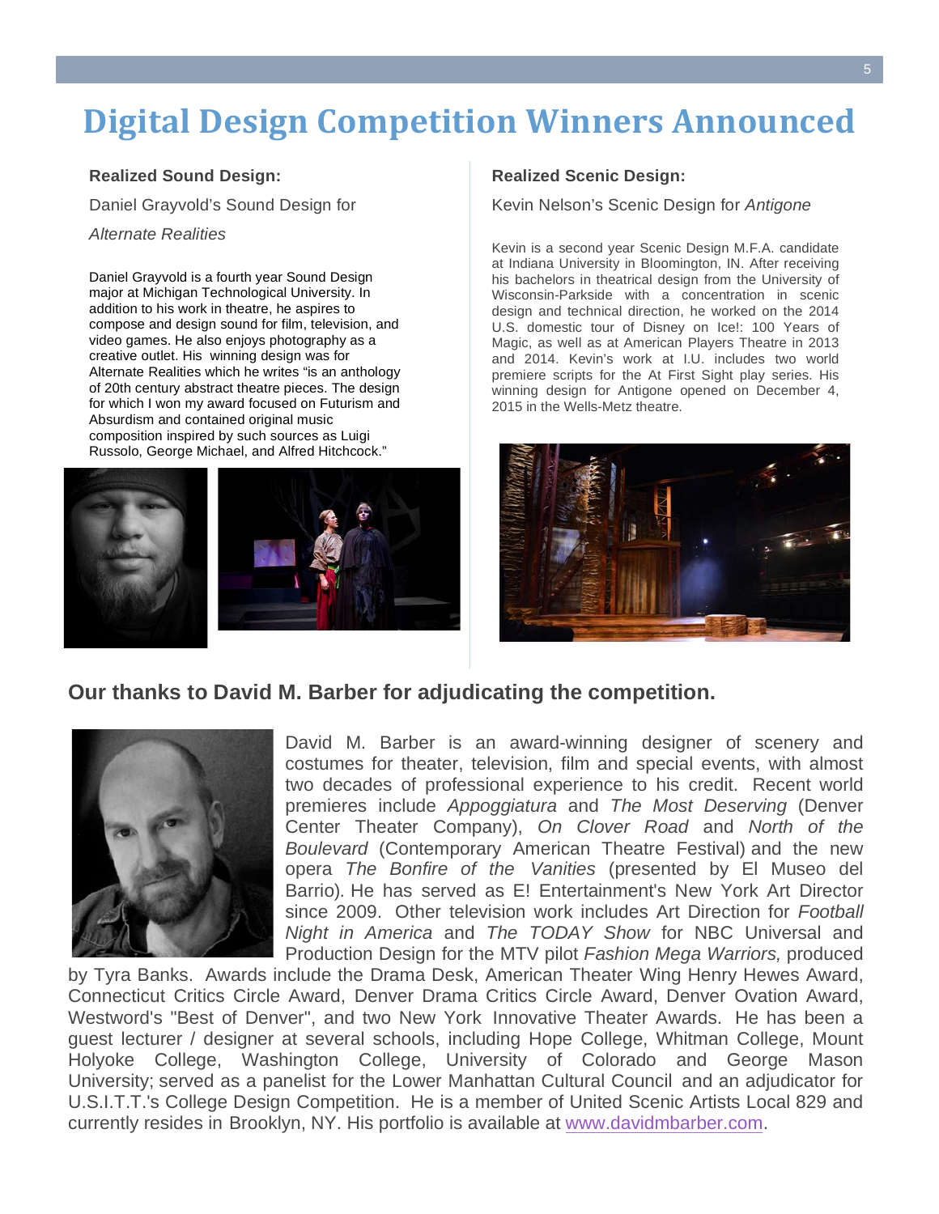# Digital Design Competition Winners Announced

**Realized Sound Design:**

Daniel Grayvold's Sound Design for

*Alternate Realities*

Daniel Grayvold is a fourth year Sound Design major at Michigan Technological University. In addition to his work in theatre, he aspires to compose and design sound for film, television, and video games. He also enjoys photography as a creative outlet. His winning design was for Alternate Realities which he writes "is an anthology of 20th century abstract theatre pieces. The design for which I won my award focused on Futurism and Absurdism and contained original music composition inspired by such sources as Luigi Russolo, George Michael, and Alfred Hitchcock."

**Realized Scenic Design:**

Kevin Nelson's Scenic Design for *Antigone*

Kevin is a second year Scenic Design M.F.A. candidate at Indiana University in Bloomington, IN. After receiving his bachelors in theatrical design from the University of Wisconsin-Parkside with a concentration in scenic design and technical direction, he worked on the 2014 U.S. domestic tour of Disney on Ice!: 100 Years of Magic, as well as at American Players Theatre in 2013 and 2014. Kevin's work at I.U. includes two world premiere scripts for the At First Sight play series. His winning design for Antigone opened on December 4, 2015 in the Wells-Metz theatre.

**Our thanks to David M. Barber for adjudicating the competition.**

David M. Barber is an award-winning designer of scenery and costumes for theater, television, film and special events, with almost two decades of professional experience to his credit. Recent world premieres include *Appoggiatura* and *The Most Deserving* (Denver Center Theater Company), *On Clover Road* and *North of the Boulevard* (Contemporary American Theatre Festival) and the new opera *The Bonfire of the Vanities* (presented by El Museo del Barrio). He has served as E! Entertainment's New York Art Director since 2009. Other television work includes Art Direction for *Football Night in America* and *The TODAY Show* for NBC Universal and Production Design for the MTV pilot *Fashion Mega Warriors,* produced by Tyra Banks. Awards include the Drama Desk, American Theater Wing Henry Hewes Award, Connecticut Critics Circle Award, Denver Drama Critics Circle Award, Denver Ovation Award, Westword's "Best of Denver", and two New York Innovative Theater Awards. He has been a guest lecturer / designer at several schools, including Hope College, Whitman College, Mount Holyoke College, Washington College, University of Colorado and George Mason University; served as a panelist for the Lower Manhattan Cultural Council and an adjudicator for U.S.I.T.T.'s College Design Competition. He is a member of United Scenic Artists Local 829 and currently resides in Brooklyn, NY. His portfolio is available at www.davidmbarber.com.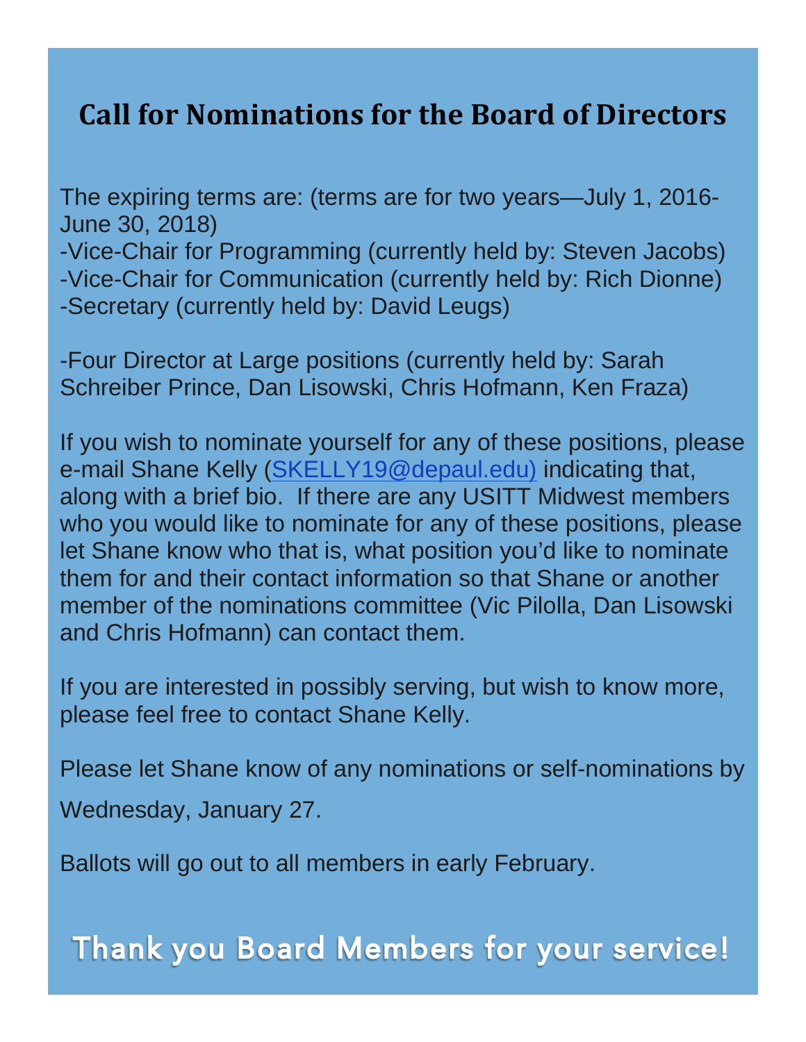# Call for Nominations for the Board of Directors

The expiring terms are: (terms are for two years—July 1, 2016-June 30, 2018)

-Vice-Chair for Programming (currently held by: Steven Jacobs)

-Vice-Chair for Communication (currently held by: Rich Dionne)

-Secretary (currently held by: David Leugs)

-Four Director at Large positions (currently held by: Sarah Schreiber Prince, Dan Lisowski, Chris Hofmann, Ken Fraza)

If you wish to nominate yourself for any of these positions, please e-mail Shane Kelly ([SKELLY19@depaul.edu)](mailto:SKELLY19@depaul.edu) indicating that, along with a brief bio. If there are any USITT Midwest members who you would like to nominate for any of these positions, please let Shane know who that is, what position you'd like to nominate them for and their contact information so that Shane or another member of the nominations committee (Vic Pilolla, Dan Lisowski and Chris Hofmann) can contact them.

If you are interested in possibly serving, but wish to know more, please feel free to contact Shane Kelly.

Please let Shane know of any nominations or self-nominations by Wednesday, January 27.

Ballots will go out to all members in early February.

## Thank you Board Members for your service!